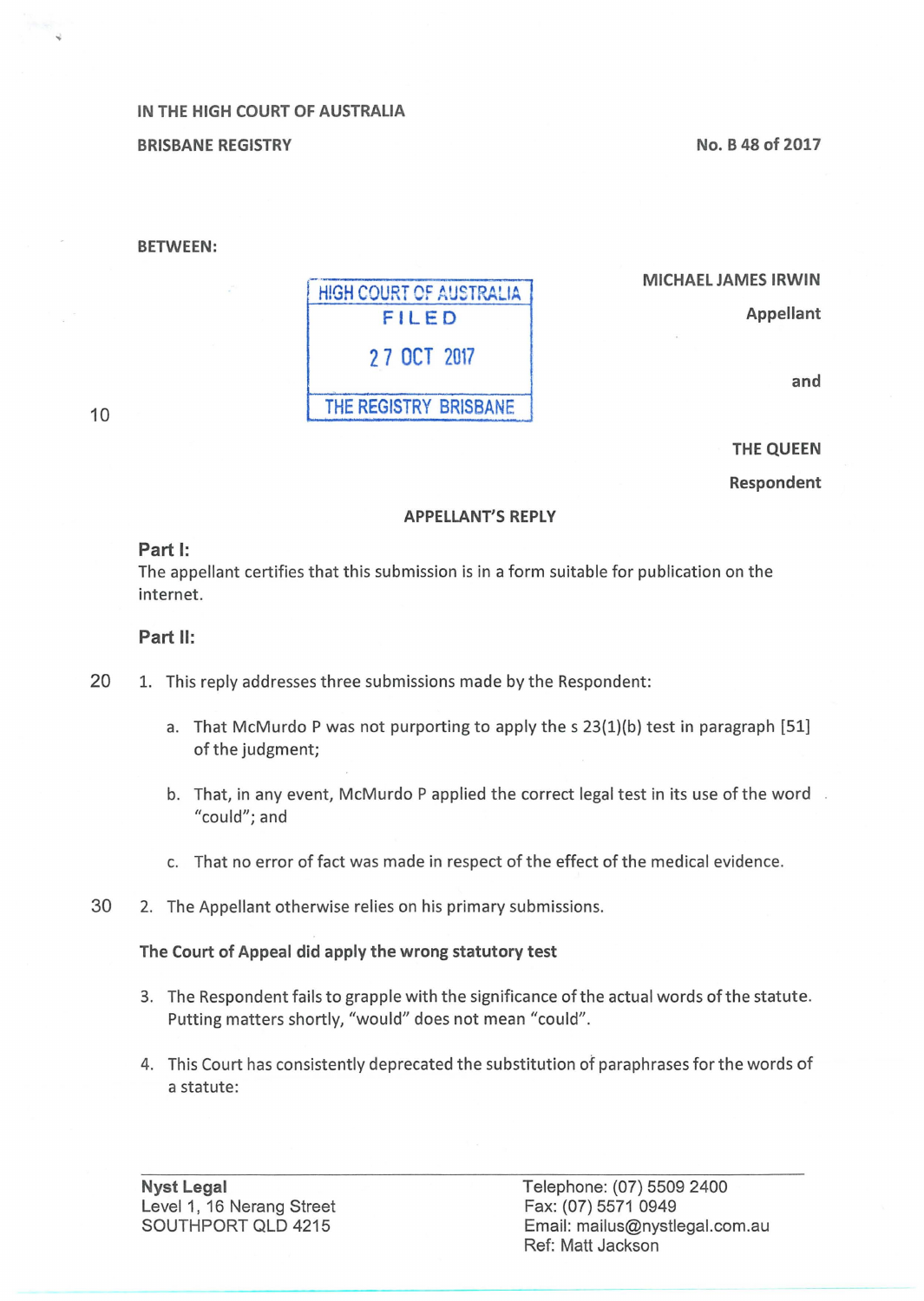IN THE HIGH COURT OF AUSTRALIA

BRISBANE REGISTRY

No. B 48 of 2017

BETWEEN:

HIGH COURT OF AUSTRALIA
FILED
27 OCT 2017
THE REGISTRY BRISBANE

MICHAEL JAMES IRWIN

Appellant

and

THE QUEEN

Respondent

## APPELLANT'S REPLY

**Part I:**

The appellant certifies that this submission is in a form suitable for publication on the internet.

**Part II:**

1. This reply addresses three submissions made by the Respondent:

   a. That McMurdo P was not purporting to apply the s 23(1)(b) test in paragraph [51] of the judgment;

   b. That, in any event, McMurdo P applied the correct legal test in its use of the word "could"; and

   c. That no error of fact was made in respect of the effect of the medical evidence.

2. The Appellant otherwise relies on his primary submissions.

**The Court of Appeal did apply the wrong statutory test**

3. The Respondent fails to grapple with the significance of the actual words of the statute. Putting matters shortly, "would" does not mean "could".

4. This Court has consistently deprecated the substitution of paraphrases for the words of a statute:

**Nyst Legal**
Level 1, 16 Nerang Street
SOUTHPORT QLD 4215

Telephone: (07) 5509 2400
Fax: (07) 5571 0949
Email: mailus@nystlegal.com.au
Ref: Matt Jackson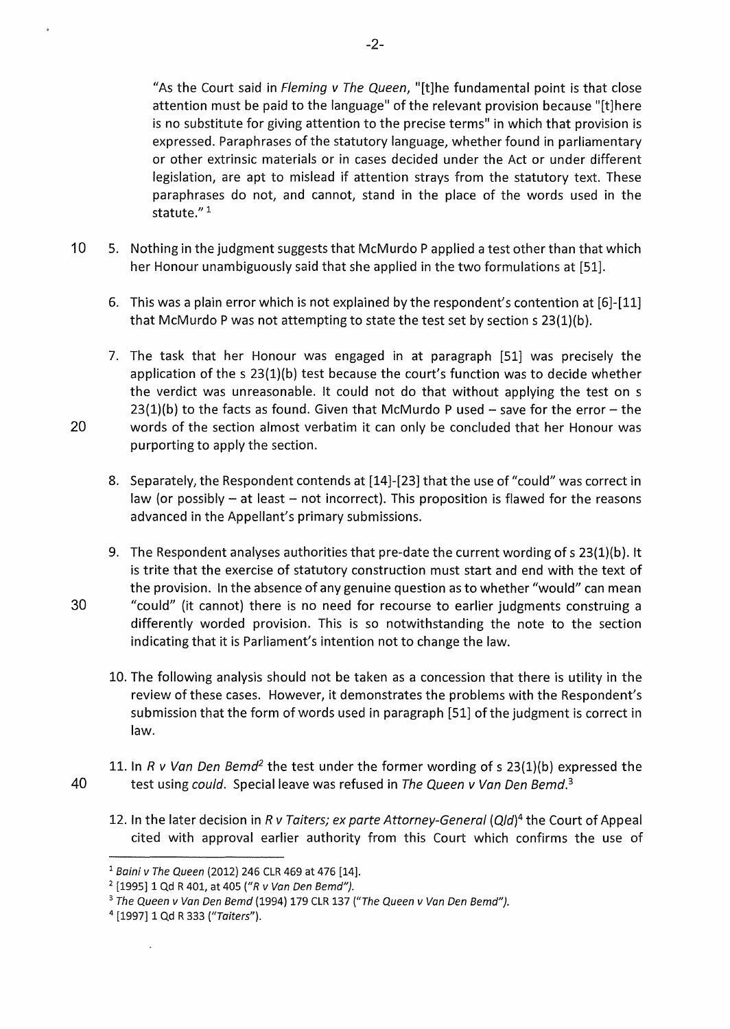"As the Court said in *Fleming v The Queen*, "[t]he fundamental point is that close attention must be paid to the language" of the relevant provision because "[t]here is no substitute for giving attention to the precise terms" in which that provision is expressed. Paraphrases of the statutory language, whether found in parliamentary or other extrinsic materials or in cases decided under the Act or under different legislation, are apt to mislead if attention strays from the statutory text. These paraphrases do not, and cannot, stand in the place of the words used in the statute." [1]

5. Nothing in the judgment suggests that McMurdo P applied a test other than that which her Honour unambiguously said that she applied in the two formulations at [51].

6. This was a plain error which is not explained by the respondent's contention at [6]-[11] that McMurdo P was not attempting to state the test set by section s 23(1)(b).

7. The task that her Honour was engaged in at paragraph [51] was precisely the application of the s 23(1)(b) test because the court's function was to decide whether the verdict was unreasonable. It could not do that without applying the test on s 23(1)(b) to the facts as found. Given that McMurdo P used – save for the error – the words of the section almost verbatim it can only be concluded that her Honour was purporting to apply the section.

8. Separately, the Respondent contends at [14]-[23] that the use of "could" was correct in law (or possibly – at least – not incorrect). This proposition is flawed for the reasons advanced in the Appellant's primary submissions.

9. The Respondent analyses authorities that pre-date the current wording of s 23(1)(b). It is trite that the exercise of statutory construction must start and end with the text of the provision. In the absence of any genuine question as to whether "would" can mean "could" (it cannot) there is no need for recourse to earlier judgments construing a differently worded provision. This is so notwithstanding the note to the section indicating that it is Parliament's intention not to change the law.

10. The following analysis should not be taken as a concession that there is utility in the review of these cases. However, it demonstrates the problems with the Respondent's submission that the form of words used in paragraph [51] of the judgment is correct in law.

11. In *R v Van Den Bemd*[2] the test under the former wording of s 23(1)(b) expressed the test using *could*. Special leave was refused in *The Queen v Van Den Bemd*.[3]

12. In the later decision in *R v Taiters; ex parte Attorney-General (Qld)*[4] the Court of Appeal cited with approval earlier authority from this Court which confirms the use of

---

[1] *Baini v The Queen* (2012) 246 CLR 469 at 476 [14].

[2] [1995] 1 Qd R 401, at 405 (*"R v Van Den Bemd")*.

[3] *The Queen v Van Den Bemd* (1994) 179 CLR 137 (*"The Queen v Van Den Bemd")*.

[4] [1997] 1 Qd R 333 (*"Taiters"*).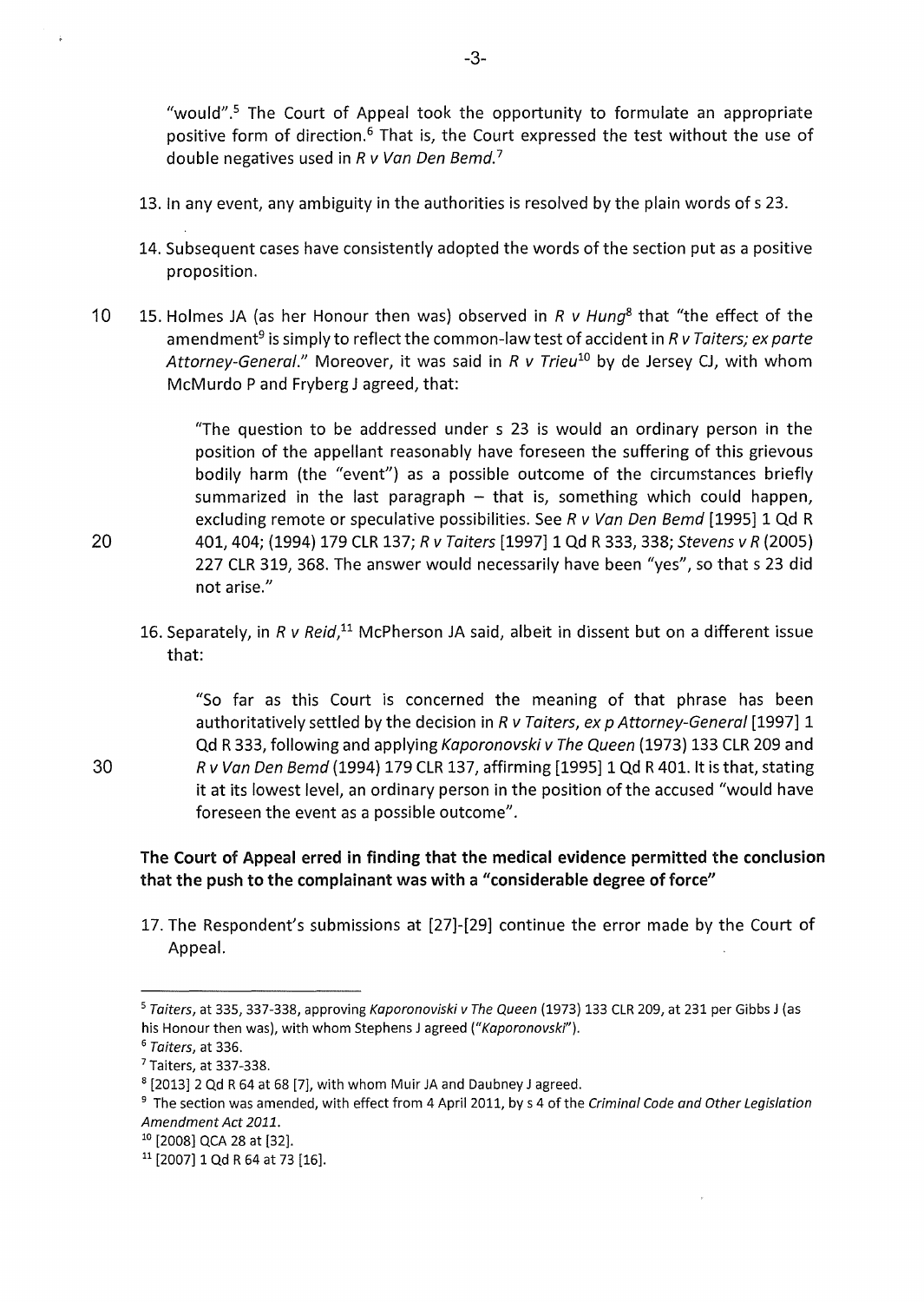"would".[5] The Court of Appeal took the opportunity to formulate an appropriate positive form of direction.[6] That is, the Court expressed the test without the use of double negatives used in *R v Van Den Bemd*.[7]

13. In any event, any ambiguity in the authorities is resolved by the plain words of s 23.

14. Subsequent cases have consistently adopted the words of the section put as a positive proposition.

15. Holmes JA (as her Honour then was) observed in *R v Hung*[8] that "the effect of the amendment[9] is simply to reflect the common-law test of accident in *R v Taiters; ex parte Attorney-General*." Moreover, it was said in *R v Trieu*[10] by de Jersey CJ, with whom McMurdo P and Fryberg J agreed, that:

> "The question to be addressed under s 23 is would an ordinary person in the position of the appellant reasonably have foreseen the suffering of this grievous bodily harm (the "event") as a possible outcome of the circumstances briefly summarized in the last paragraph – that is, something which could happen, excluding remote or speculative possibilities. See *R v Van Den Bemd* [1995] 1 Qd R 401, 404; (1994) 179 CLR 137; *R v Taiters* [1997] 1 Qd R 333, 338; *Stevens v R* (2005) 227 CLR 319, 368. The answer would necessarily have been "yes", so that s 23 did not arise."

16. Separately, in *R v Reid*,[11] McPherson JA said, albeit in dissent but on a different issue that:

> "So far as this Court is concerned the meaning of that phrase has been authoritatively settled by the decision in *R v Taiters, ex p Attorney-General* [1997] 1 Qd R 333, following and applying *Kaporonovski v The Queen* (1973) 133 CLR 209 and *R v Van Den Bemd* (1994) 179 CLR 137, affirming [1995] 1 Qd R 401. It is that, stating it at its lowest level, an ordinary person in the position of the accused "would have foreseen the event as a possible outcome".

**The Court of Appeal erred in finding that the medical evidence permitted the conclusion that the push to the complainant was with a "considerable degree of force"**

17. The Respondent's submissions at [27]-[29] continue the error made by the Court of Appeal.

---

[5] *Taiters*, at 335, 337-338, approving *Kaporonoviski v The Queen* (1973) 133 CLR 209, at 231 per Gibbs J (as his Honour then was), with whom Stephens J agreed ("*Kaporonovski*").

[6] *Taiters*, at 336.

[7] Taiters, at 337-338.

[8] [2013] 2 Qd R 64 at 68 [7], with whom Muir JA and Daubney J agreed.

[9] The section was amended, with effect from 4 April 2011, by s 4 of the *Criminal Code and Other Legislation Amendment Act 2011*.

[10] [2008] QCA 28 at [32].

[11] [2007] 1 Qd R 64 at 73 [16].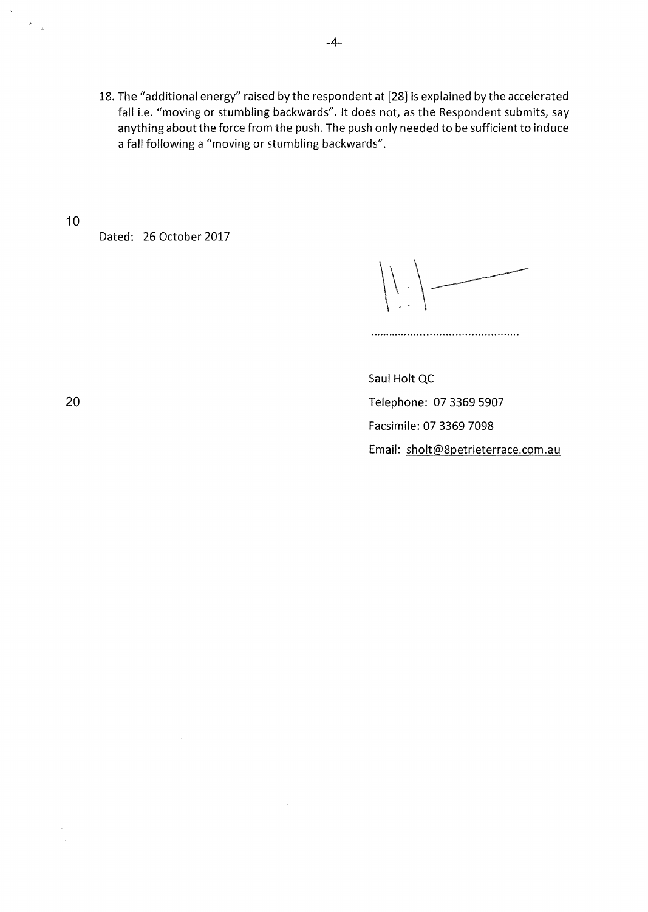18. The "additional energy" raised by the respondent at [28] is explained by the accelerated fall i.e. "moving or stumbling backwards". It does not, as the Respondent submits, say anything about the force from the push. The push only needed to be sufficient to induce a fall following a "moving or stumbling backwards".

Dated: 26 October 2017

..............................................

Saul Holt QC

Telephone: 07 3369 5907

Facsimile: 07 3369 7098

Email: sholt@8petrieterrace.com.au